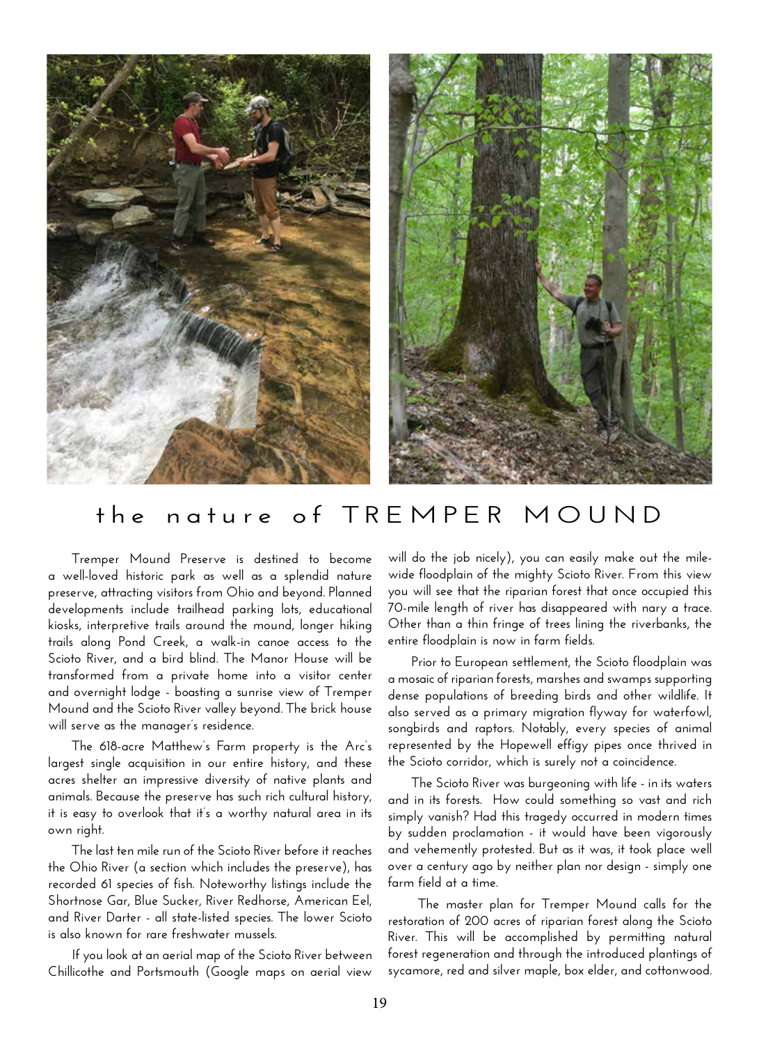# the nature of TREMPER MOUND

Tremper Mound Preserve is destined to become a well-loved historic park as well as a splendid nature preserve, attracting visitors from Ohio and beyond. Planned developments include trailhead parking lots, educational kiosks, interpretive trails around the mound, longer hiking trails along Pond Creek, a walk-in canoe access to the Scioto River, and a bird blind. The Manor House will be transformed from a private home into a visitor center and overnight lodge - boasting a sunrise view of Tremper Mound and the Scioto River valley beyond. The brick house will serve as the manager's residence.

The 618-acre Matthew's Farm property is the Arc's largest single acquisition in our entire history, and these acres shelter an impressive diversity of native plants and animals. Because the preserve has such rich cultural history, it is easy to overlook that it's a worthy natural area in its own right.

The last ten mile run of the Scioto River before it reaches the Ohio River (a section which includes the preserve), has recorded 61 species of fish. Noteworthy listings include the Shortnose Gar, Blue Sucker, River Redhorse, American Eel, and River Darter - all state-listed species. The lower Scioto is also known for rare freshwater mussels.

If you look at an aerial map of the Scioto River between Chillicothe and Portsmouth (Google maps on aerial view will do the job nicely), you can easily make out the mile-wide floodplain of the mighty Scioto River. From this view you will see that the riparian forest that once occupied this 70-mile length of river has disappeared with nary a trace. Other than a thin fringe of trees lining the riverbanks, the entire floodplain is now in farm fields.

Prior to European settlement, the Scioto floodplain was a mosaic of riparian forests, marshes and swamps supporting dense populations of breeding birds and other wildlife. It also served as a primary migration flyway for waterfowl, songbirds and raptors. Notably, every species of animal represented by the Hopewell effigy pipes once thrived in the Scioto corridor, which is surely not a coincidence.

The Scioto River was burgeoning with life - in its waters and in its forests. How could something so vast and rich simply vanish? Had this tragedy occurred in modern times by sudden proclamation - it would have been vigorously and vehemently protested. But as it was, it took place well over a century ago by neither plan nor design - simply one farm field at a time.

The master plan for Tremper Mound calls for the restoration of 200 acres of riparian forest along the Scioto River. This will be accomplished by permitting natural forest regeneration and through the introduced plantings of sycamore, red and silver maple, box elder, and cottonwood.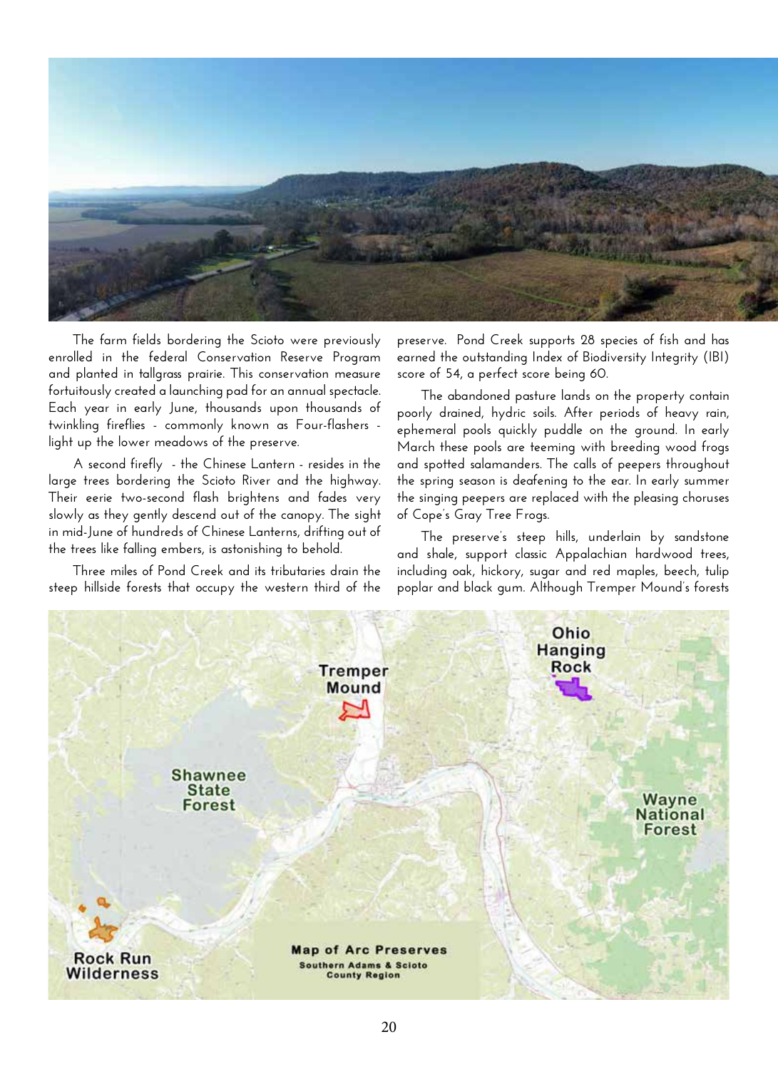The farm fields bordering the Scioto were previously enrolled in the federal Conservation Reserve Program and planted in tallgrass prairie. This conservation measure fortuitously created a launching pad for an annual spectacle. Each year in early June, thousands upon thousands of twinkling fireflies - commonly known as Four-flashers - light up the lower meadows of the preserve.

A second firefly - the Chinese Lantern - resides in the large trees bordering the Scioto River and the highway. Their eerie two-second flash brightens and fades very slowly as they gently descend out of the canopy. The sight in mid-June of hundreds of Chinese Lanterns, drifting out of the trees like falling embers, is astonishing to behold.

Three miles of Pond Creek and its tributaries drain the steep hillside forests that occupy the western third of the preserve. Pond Creek supports 28 species of fish and has earned the outstanding Index of Biodiversity Integrity (IBI) score of 54, a perfect score being 60.

The abandoned pasture lands on the property contain poorly drained, hydric soils. After periods of heavy rain, ephemeral pools quickly puddle on the ground. In early March these pools are teeming with breeding wood frogs and spotted salamanders. The calls of peepers throughout the spring season is deafening to the ear. In early summer the singing peepers are replaced with the pleasing choruses of Cope's Gray Tree Frogs.

The preserve's steep hills, underlain by sandstone and shale, support classic Appalachian hardwood trees, including oak, hickory, sugar and red maples, beech, tulip poplar and black gum. Although Tremper Mound's forests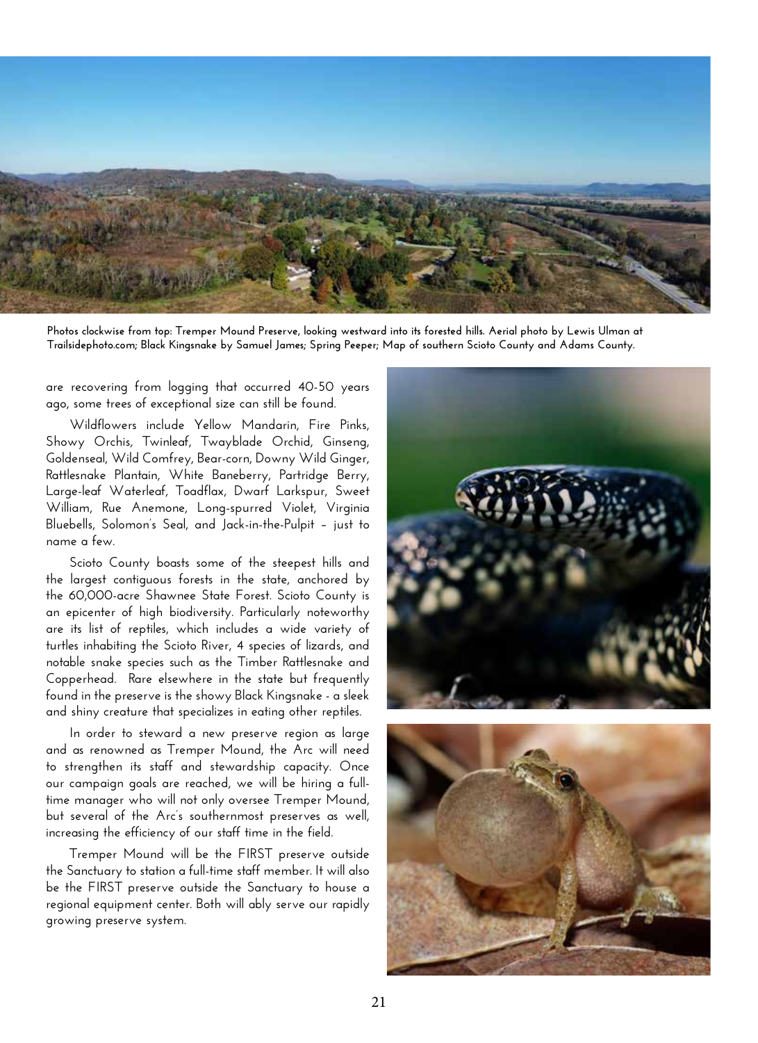Photos clockwise from top: Tremper Mound Preserve, looking westward into its forested hills. Aerial photo by Lewis Ulman at Trailsidephoto.com; Black Kingsnake by Samuel James; Spring Peeper; Map of southern Scioto County and Adams County.

are recovering from logging that occurred 40-50 years ago, some trees of exceptional size can still be found.

Wildflowers include Yellow Mandarin, Fire Pinks, Showy Orchis, Twinleaf, Twayblade Orchid, Ginseng, Goldenseal, Wild Comfrey, Bear-corn, Downy Wild Ginger, Rattlesnake Plantain, White Baneberry, Partridge Berry, Large-leaf Waterleaf, Toadflax, Dwarf Larkspur, Sweet William, Rue Anemone, Long-spurred Violet, Virginia Bluebells, Solomon's Seal, and Jack-in-the-Pulpit – just to name a few.

Scioto County boasts some of the steepest hills and the largest contiguous forests in the state, anchored by the 60,000-acre Shawnee State Forest. Scioto County is an epicenter of high biodiversity. Particularly noteworthy are its list of reptiles, which includes a wide variety of turtles inhabiting the Scioto River, 4 species of lizards, and notable snake species such as the Timber Rattlesnake and Copperhead. Rare elsewhere in the state but frequently found in the preserve is the showy Black Kingsnake - a sleek and shiny creature that specializes in eating other reptiles.

In order to steward a new preserve region as large and as renowned as Tremper Mound, the Arc will need to strengthen its staff and stewardship capacity. Once our campaign goals are reached, we will be hiring a full-time manager who will not only oversee Tremper Mound, but several of the Arc's southernmost preserves as well, increasing the efficiency of our staff time in the field.

Tremper Mound will be the FIRST preserve outside the Sanctuary to station a full-time staff member. It will also be the FIRST preserve outside the Sanctuary to house a regional equipment center. Both will ably serve our rapidly growing preserve system.